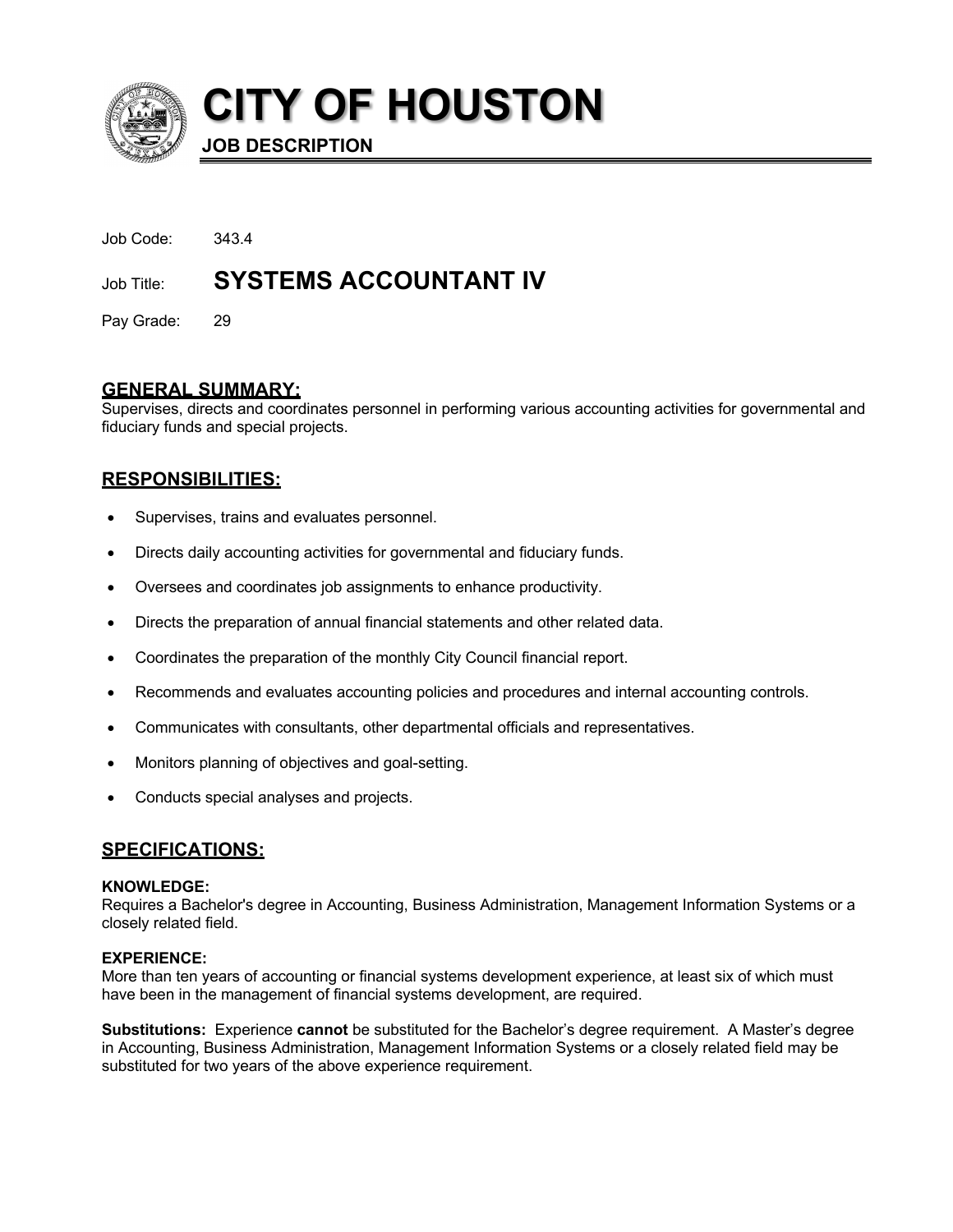# CITY OF HOUSTON

**JOB DESCRIPTION**

Job Code: 343.4

Job Title: **SYSTEMS ACCOUNTANT IV**

Pay Grade: 29

## GENERAL SUMMARY:

Supervises, directs and coordinates personnel in performing various accounting activities for governmental and fiduciary funds and special projects.

## RESPONSIBILITIES:

- Supervises, trains and evaluates personnel.
- Directs daily accounting activities for governmental and fiduciary funds.
- Oversees and coordinates job assignments to enhance productivity.
- Directs the preparation of annual financial statements and other related data.
- Coordinates the preparation of the monthly City Council financial report.
- Recommends and evaluates accounting policies and procedures and internal accounting controls.
- Communicates with consultants, other departmental officials and representatives.
- Monitors planning of objectives and goal-setting.
- Conducts special analyses and projects.

## SPECIFICATIONS:

**KNOWLEDGE:**

Requires a Bachelor's degree in Accounting, Business Administration, Management Information Systems or a closely related field.

**EXPERIENCE:**

More than ten years of accounting or financial systems development experience, at least six of which must have been in the management of financial systems development, are required.

**Substitutions:** Experience **cannot** be substituted for the Bachelor's degree requirement. A Master's degree in Accounting, Business Administration, Management Information Systems or a closely related field may be substituted for two years of the above experience requirement.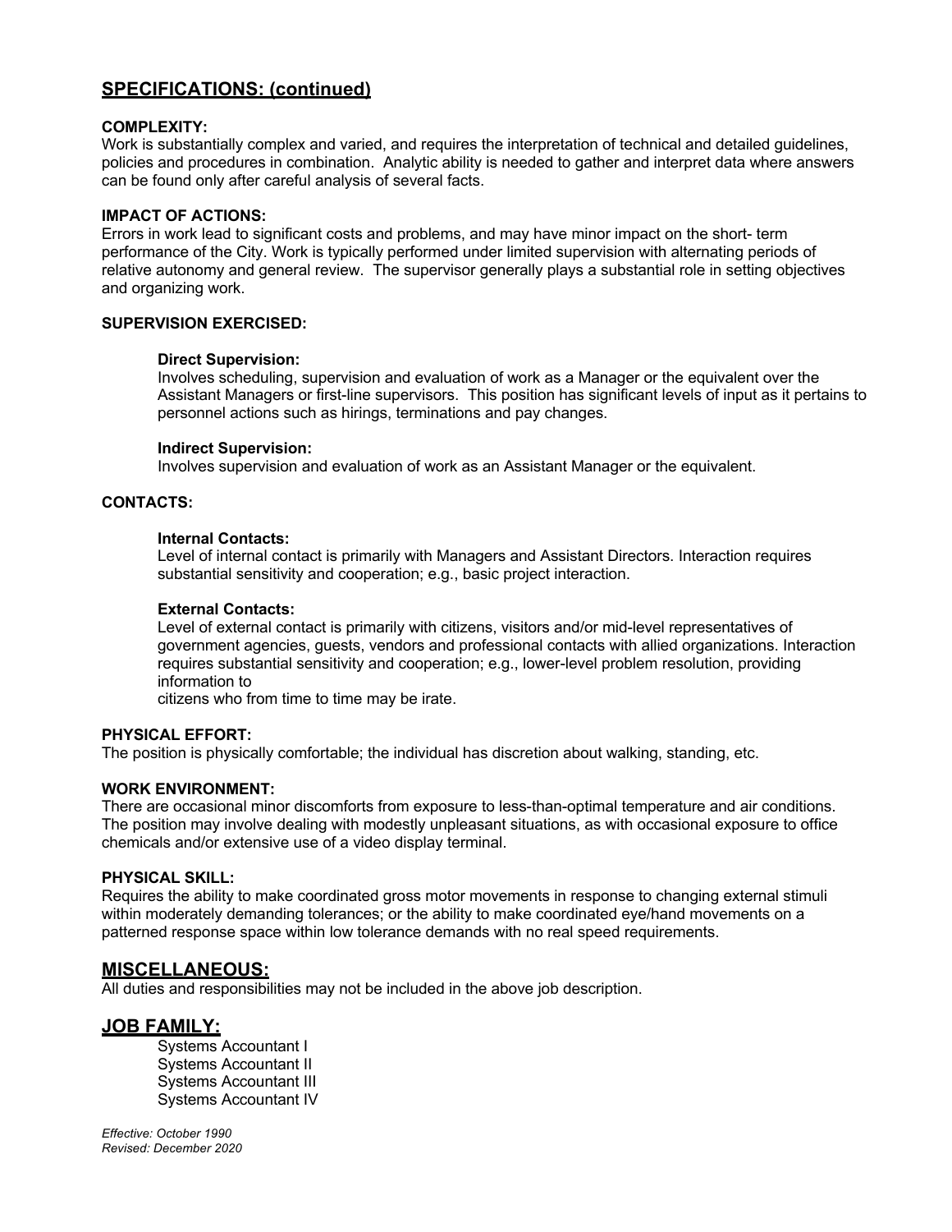## SPECIFICATIONS: (continued)

**COMPLEXITY:**
Work is substantially complex and varied, and requires the interpretation of technical and detailed guidelines, policies and procedures in combination. Analytic ability is needed to gather and interpret data where answers can be found only after careful analysis of several facts.

**IMPACT OF ACTIONS:**
Errors in work lead to significant costs and problems, and may have minor impact on the short- term performance of the City. Work is typically performed under limited supervision with alternating periods of relative autonomy and general review. The supervisor generally plays a substantial role in setting objectives and organizing work.

**SUPERVISION EXERCISED:**

**Direct Supervision:**
Involves scheduling, supervision and evaluation of work as a Manager or the equivalent over the Assistant Managers or first-line supervisors. This position has significant levels of input as it pertains to personnel actions such as hirings, terminations and pay changes.

**Indirect Supervision:**
Involves supervision and evaluation of work as an Assistant Manager or the equivalent.

**CONTACTS:**

**Internal Contacts:**
Level of internal contact is primarily with Managers and Assistant Directors. Interaction requires substantial sensitivity and cooperation; e.g., basic project interaction.

**External Contacts:**
Level of external contact is primarily with citizens, visitors and/or mid-level representatives of government agencies, guests, vendors and professional contacts with allied organizations. Interaction requires substantial sensitivity and cooperation; e.g., lower-level problem resolution, providing information to
citizens who from time to time may be irate.

**PHYSICAL EFFORT:**
The position is physically comfortable; the individual has discretion about walking, standing, etc.

**WORK ENVIRONMENT:**
There are occasional minor discomforts from exposure to less-than-optimal temperature and air conditions. The position may involve dealing with modestly unpleasant situations, as with occasional exposure to office chemicals and/or extensive use of a video display terminal.

**PHYSICAL SKILL:**
Requires the ability to make coordinated gross motor movements in response to changing external stimuli within moderately demanding tolerances; or the ability to make coordinated eye/hand movements on a patterned response space within low tolerance demands with no real speed requirements.

## MISCELLANEOUS:

All duties and responsibilities may not be included in the above job description.

## JOB FAMILY:

Systems Accountant I
Systems Accountant II
Systems Accountant III
Systems Accountant IV

*Effective: October 1990*
*Revised: December 2020*